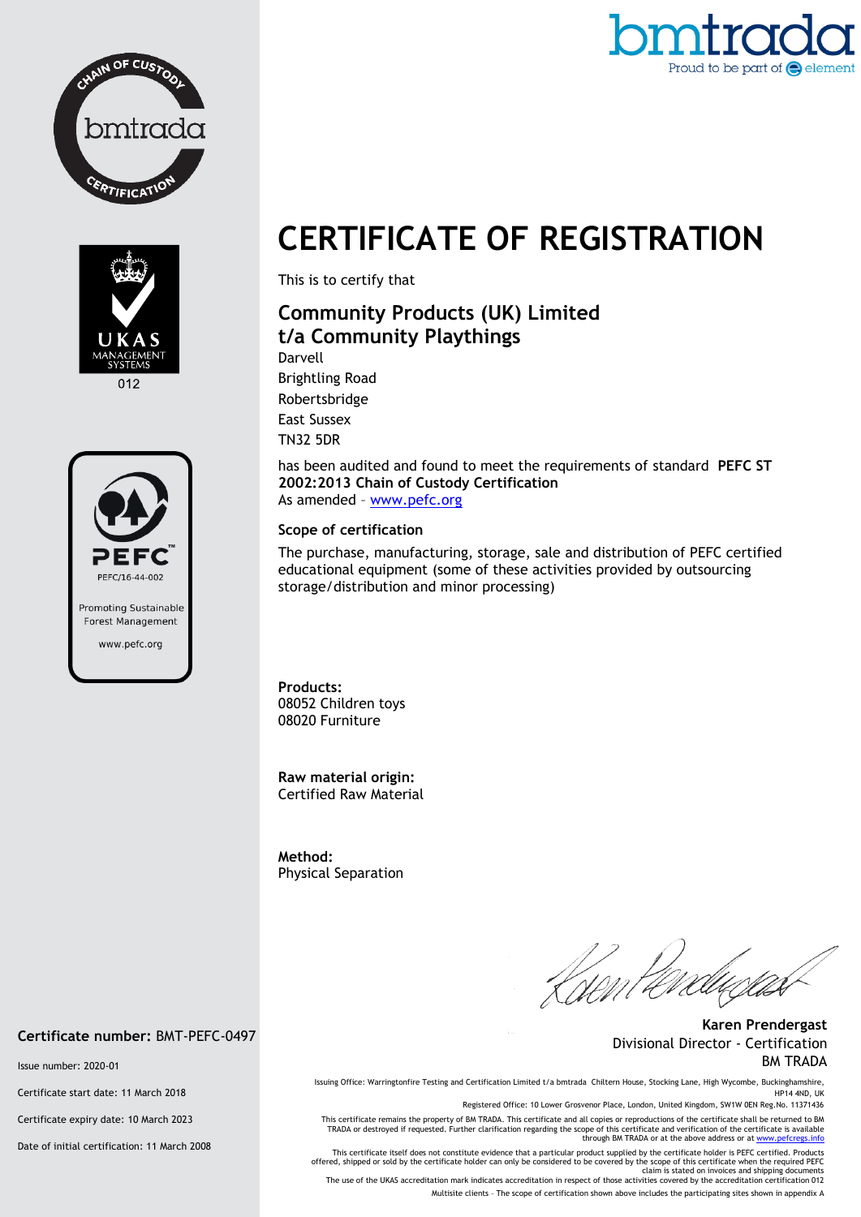bmtrada
Proud to be part of element

# CERTIFICATE OF REGISTRATION

This is to certify that

## Community Products (UK) Limited
## t/a Community Playthings

Darvell
Brightling Road
Robertsbridge
East Sussex
TN32 5DR

has been audited and found to meet the requirements of standard **PEFC ST 2002:2013 Chain of Custody Certification**
As amended – www.pefc.org

### Scope of certification

The purchase, manufacturing, storage, sale and distribution of PEFC certified educational equipment (some of these activities provided by outsourcing storage/distribution and minor processing)

**Products:**
08052 Children toys
08020 Furniture

**Raw material origin:**
Certified Raw Material

**Method:**
Physical Separation

**Karen Prendergast**
Divisional Director - Certification
BM TRADA

PEFC/16-44-002
Promoting Sustainable Forest Management
www.pefc.org

UKAS MANAGEMENT SYSTEMS
012

**Certificate number:** BMT-PEFC-0497

Issue number: 2020-01

Certificate start date: 11 March 2018

Certificate expiry date: 10 March 2023

Date of initial certification: 11 March 2008

Issuing Office: Warringtonfire Testing and Certification Limited t/a bmtrada Chiltern House, Stocking Lane, High Wycombe, Buckinghamshire, HP14 4ND, UK

Registered Office: 10 Lower Grosvenor Place, London, United Kingdom, SW1W 0EN Reg.No. 11371436

This certificate remains the property of BM TRADA. This certificate and all copies or reproductions of the certificate shall be returned to BM TRADA or destroyed if requested. Further clarification regarding the scope of this certificate and verification of the certificate is available through BM TRADA or at the above address or at www.pefcregs.info

This certificate itself does not constitute evidence that a particular product supplied by the certificate holder is PEFC certified. Products offered, shipped or sold by the certificate holder can only be considered to be covered by the scope of this certificate when the required PEFC claim is stated on invoices and shipping documents

The use of the UKAS accreditation mark indicates accreditation in respect of those activities covered by the accreditation certification 012

Multisite clients – The scope of certification shown above includes the participating sites shown in appendix A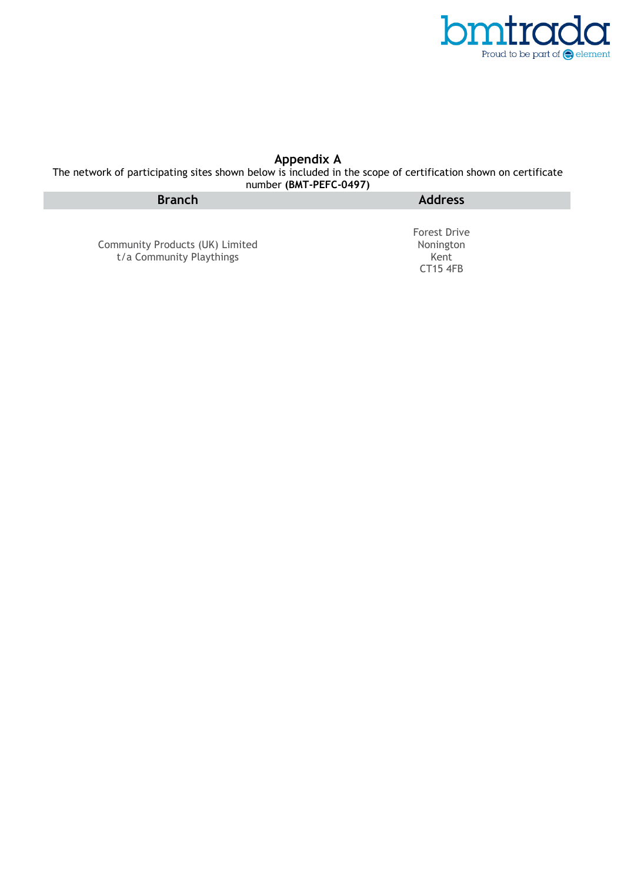## Appendix A

The network of participating sites shown below is included in the scope of certification shown on certificate number **(BMT-PEFC-0497)**

| Branch | Address |
|---|---|
| Community Products (UK) Limited t/a Community Playthings | Forest Drive Nonington Kent CT15 4FB |